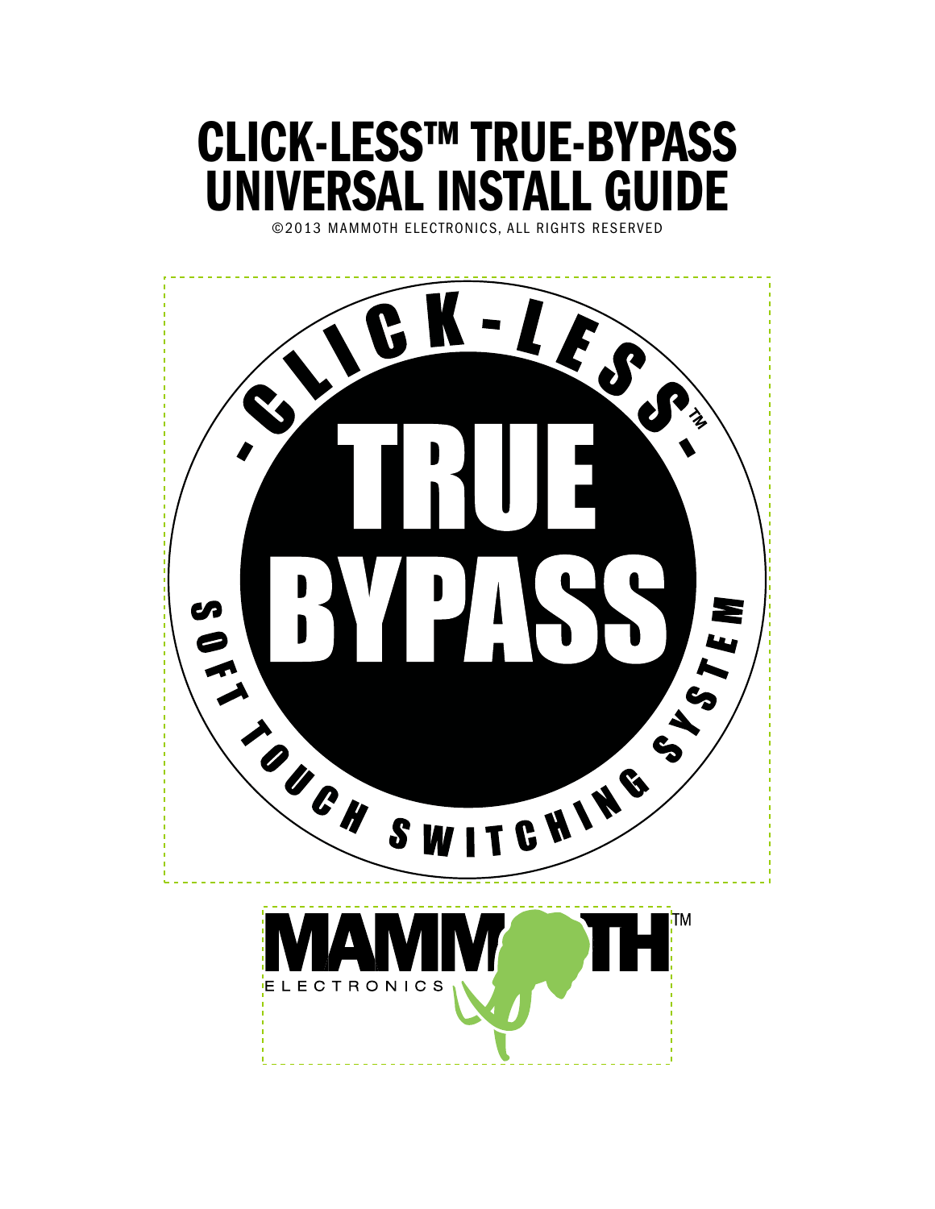# CLICK-LESS™ TRUE-BYPASS UNIVERSAL INSTALL GUIDE

©2013 MAMMOTH ELECTRONICS, ALL RIGHTS RESERVED

- CLICK-LESS -™

TRUE BYPASS

SOFT TOUCH SWITCHING SYSTEM

MAMMOTH™

ELECTRONICS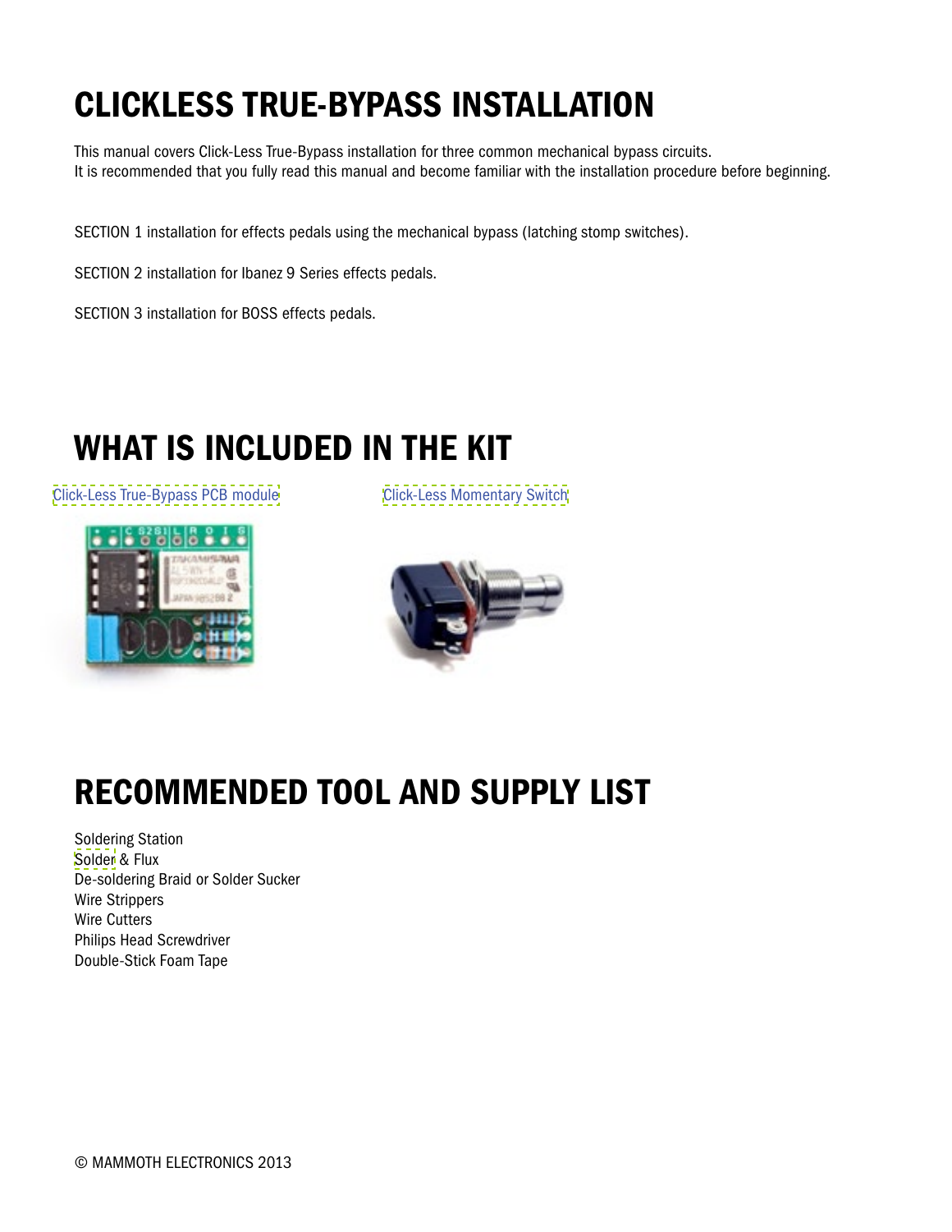# CLICKLESS TRUE-BYPASS INSTALLATION

This manual covers Click-Less True-Bypass installation for three common mechanical bypass circuits.
It is recommended that you fully read this manual and become familiar with the installation procedure before beginning.

SECTION 1 installation for effects pedals using the mechanical bypass (latching stomp switches).

SECTION 2 installation for Ibanez 9 Series effects pedals.

SECTION 3 installation for BOSS effects pedals.

# WHAT IS INCLUDED IN THE KIT

Click-Less True-Bypass PCB module

Click-Less Momentary Switch

# RECOMMENDED TOOL AND SUPPLY LIST

Soldering Station
Solder & Flux
De-soldering Braid or Solder Sucker
Wire Strippers
Wire Cutters
Philips Head Screwdriver
Double-Stick Foam Tape

© MAMMOTH ELECTRONICS 2013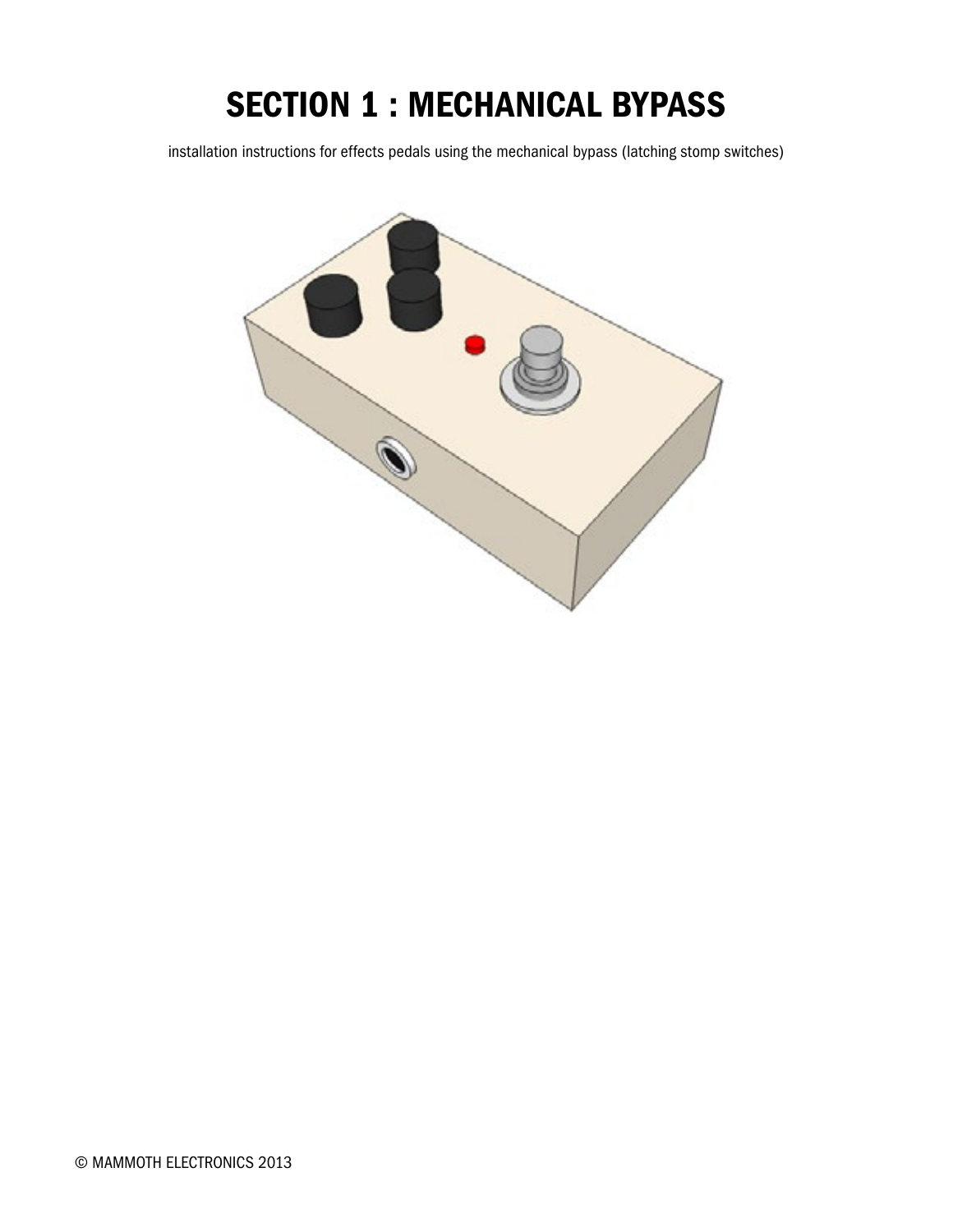# SECTION 1 : MECHANICAL BYPASS

installation instructions for effects pedals using the mechanical bypass (latching stomp switches)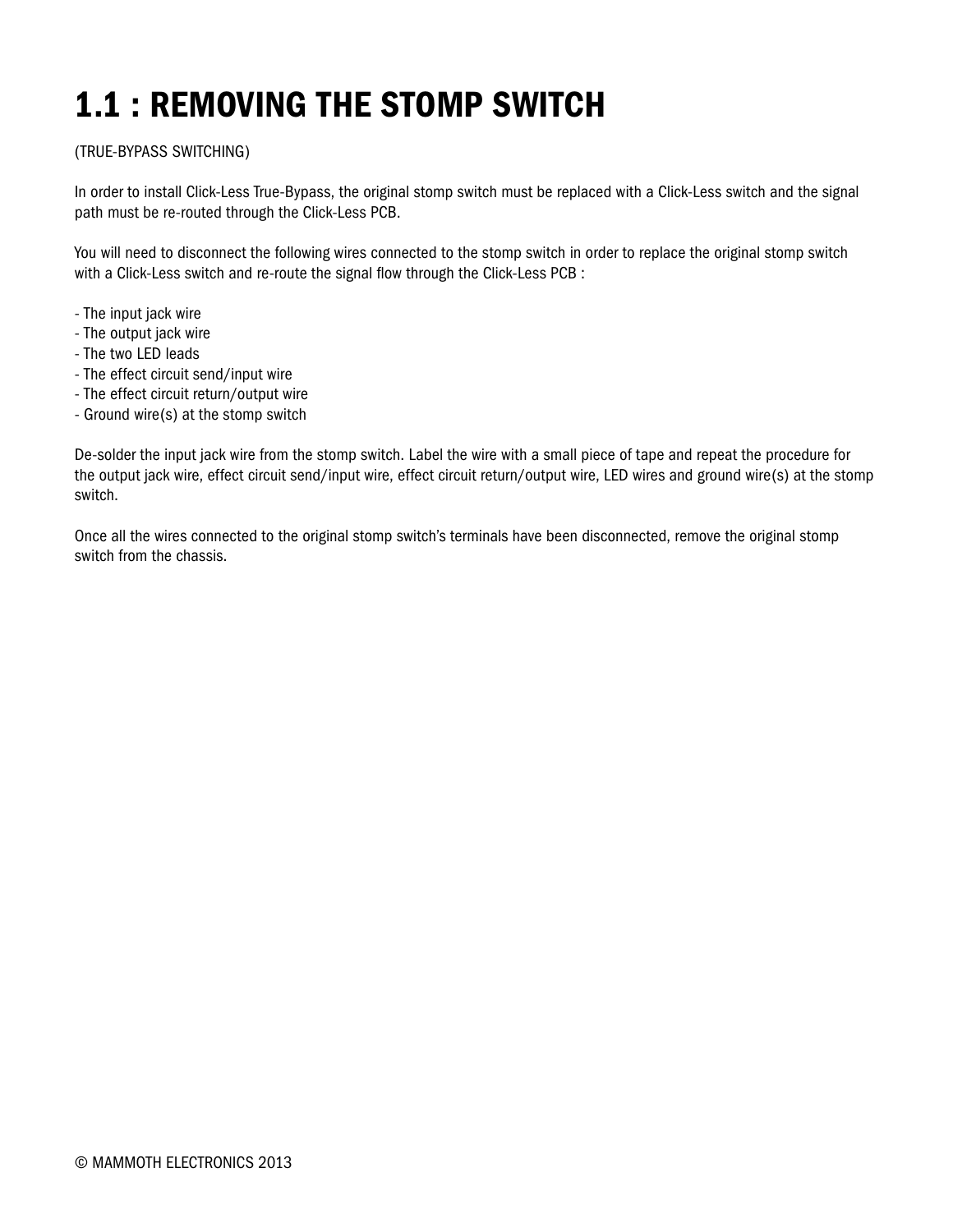# 1.1 : REMOVING THE STOMP SWITCH

(TRUE-BYPASS SWITCHING)

In order to install Click-Less True-Bypass, the original stomp switch must be replaced with a Click-Less switch and the signal path must be re-routed through the Click-Less PCB.

You will need to disconnect the following wires connected to the stomp switch in order to replace the original stomp switch with a Click-Less switch and re-route the signal flow through the Click-Less PCB :

- The input jack wire
- The output jack wire
- The two LED leads
- The effect circuit send/input wire
- The effect circuit return/output wire
- Ground wire(s) at the stomp switch

De-solder the input jack wire from the stomp switch. Label the wire with a small piece of tape and repeat the procedure for the output jack wire, effect circuit send/input wire, effect circuit return/output wire, LED wires and ground wire(s) at the stomp switch.

Once all the wires connected to the original stomp switch's terminals have been disconnected, remove the original stomp switch from the chassis.

© MAMMOTH ELECTRONICS 2013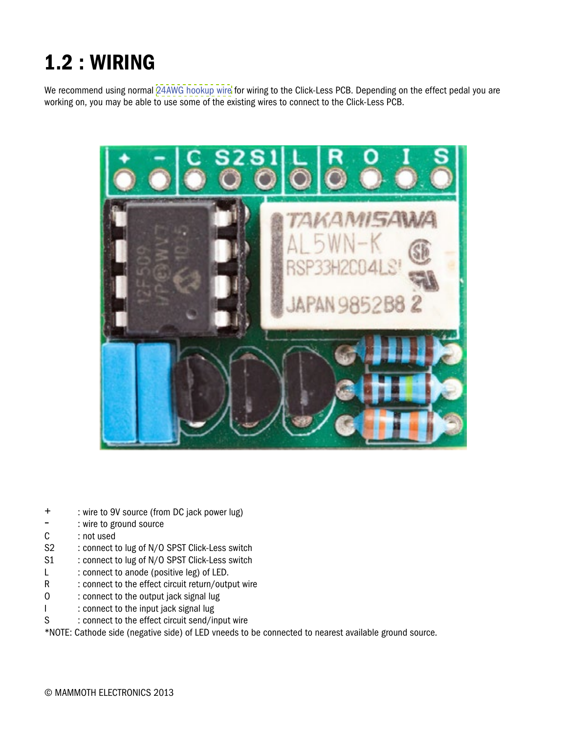# 1.2 : WIRING

We recommend using normal 24AWG hookup wire for wiring to the Click-Less PCB. Depending on the effect pedal you are working on, you may be able to use some of the existing wires to connect to the Click-Less PCB.

| | |
|---|---|
| + | : wire to 9V source (from DC jack power lug) |
| - | : wire to ground source |
| C | : not used |
| S2 | : connect to lug of N/O SPST Click-Less switch |
| S1 | : connect to lug of N/O SPST Click-Less switch |
| L | : connect to anode (positive leg) of LED. |
| R | : connect to the effect circuit return/output wire |
| O | : connect to the output jack signal lug |
| I | : connect to the input jack signal lug |
| S | : connect to the effect circuit send/input wire |

*NOTE: Cathode side (negative side) of LED vneeds to be connected to nearest available ground source.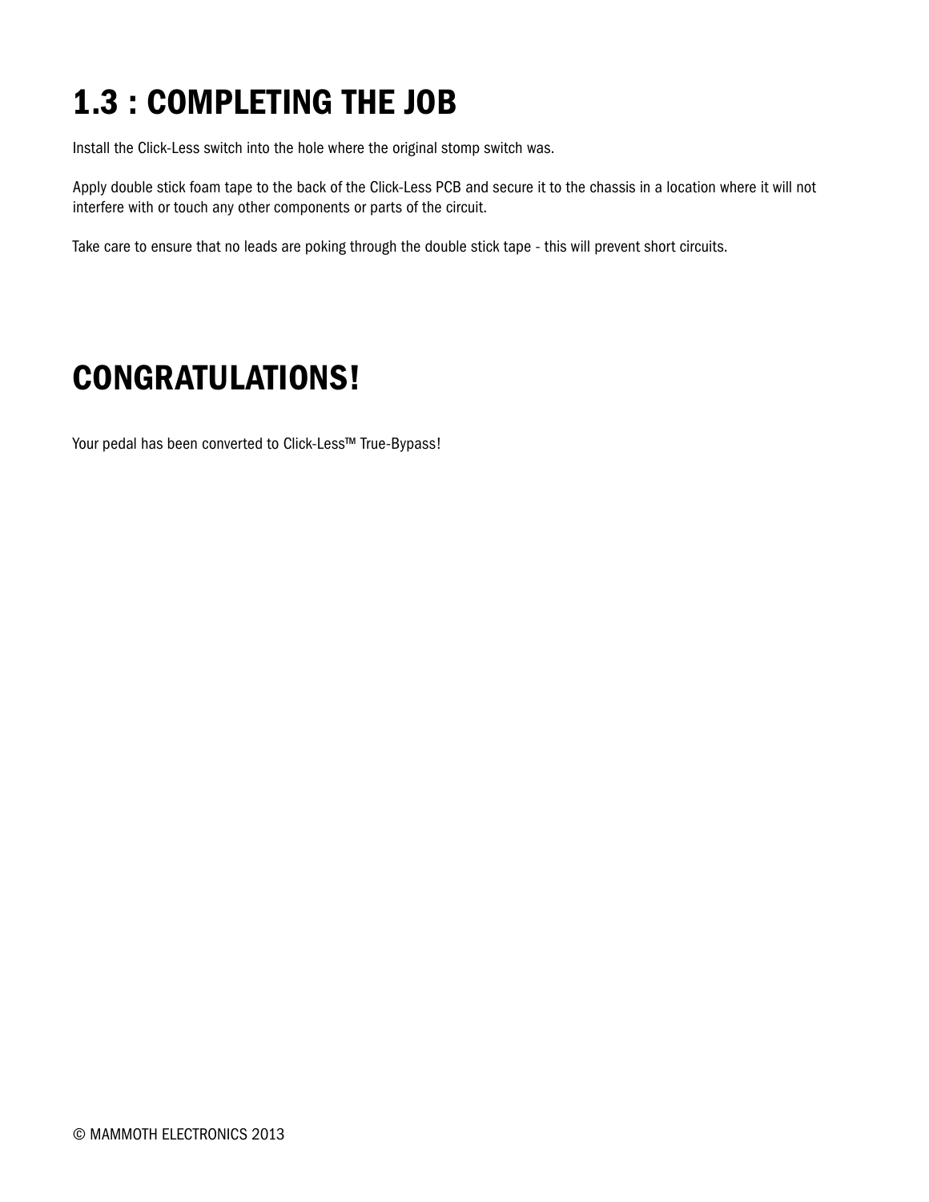# 1.3 : COMPLETING THE JOB

Install the Click-Less switch into the hole where the original stomp switch was.

Apply double stick foam tape to the back of the Click-Less PCB and secure it to the chassis in a location where it will not interfere with or touch any other components or parts of the circuit.

Take care to ensure that no leads are poking through the double stick tape - this will prevent short circuits.

# CONGRATULATIONS!

Your pedal has been converted to Click-Less™ True-Bypass!

© MAMMOTH ELECTRONICS 2013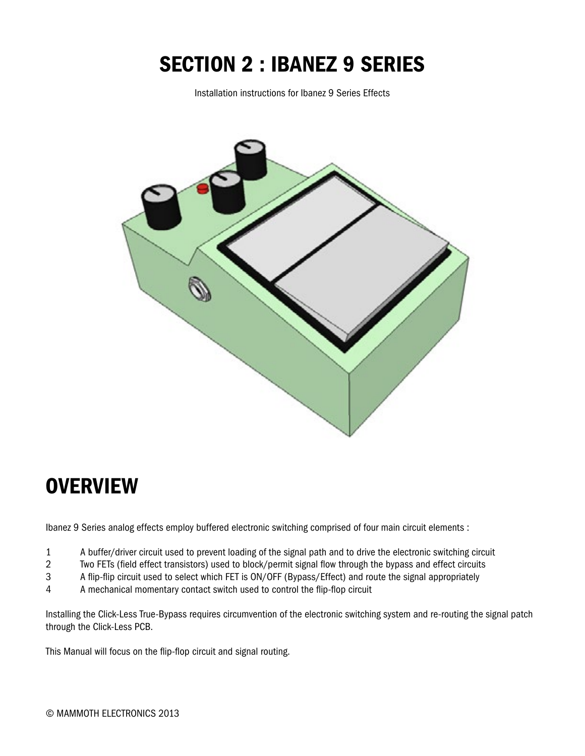# SECTION 2 : IBANEZ 9 SERIES

Installation instructions for Ibanez 9 Series Effects

## OVERVIEW

Ibanez 9 Series analog effects employ buffered electronic switching comprised of four main circuit elements :

1. A buffer/driver circuit used to prevent loading of the signal path and to drive the electronic switching circuit
2. Two FETs (field effect transistors) used to block/permit signal flow through the bypass and effect circuits
3. A flip-flip circuit used to select which FET is ON/OFF (Bypass/Effect) and route the signal appropriately
4. A mechanical momentary contact switch used to control the flip-flop circuit

Installing the Click-Less True-Bypass requires circumvention of the electronic switching system and re-routing the signal patch through the Click-Less PCB.

This Manual will focus on the flip-flop circuit and signal routing.

© MAMMOTH ELECTRONICS 2013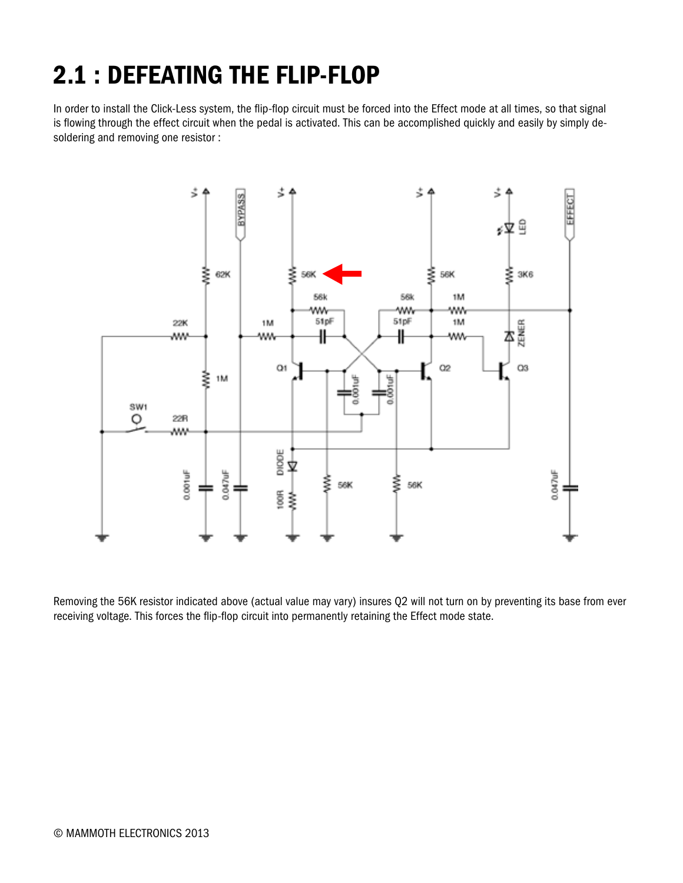# 2.1 : DEFEATING THE FLIP-FLOP

In order to install the Click-Less system, the flip-flop circuit must be forced into the Effect mode at all times, so that signal is flowing through the effect circuit when the pedal is activated. This can be accomplished quickly and easily by simply de-soldering and removing one resistor :

Removing the 56K resistor indicated above (actual value may vary) insures Q2 will not turn on by preventing its base from ever receiving voltage. This forces the flip-flop circuit into permanently retaining the Effect mode state.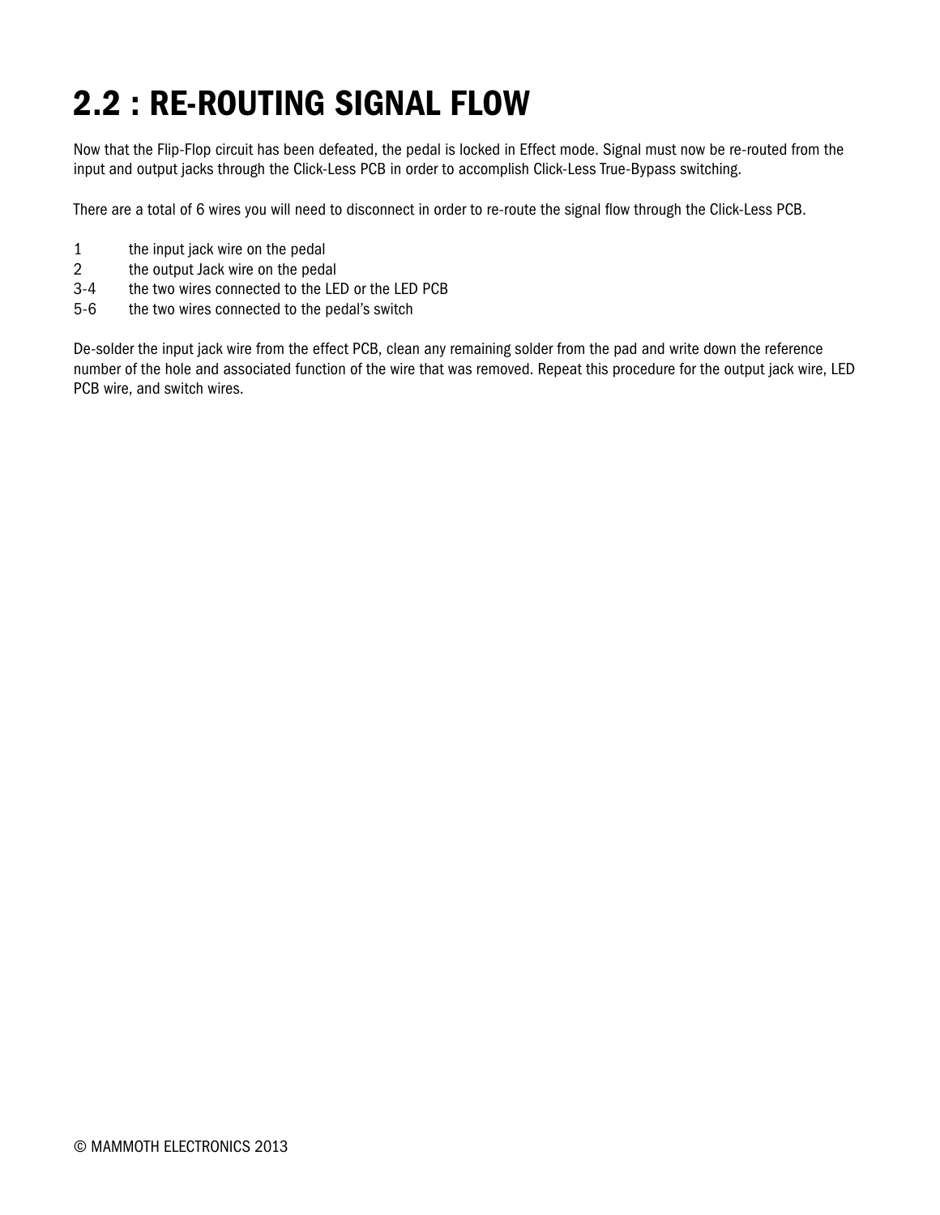# 2.2 : RE-ROUTING SIGNAL FLOW

Now that the Flip-Flop circuit has been defeated, the pedal is locked in Effect mode. Signal must now be re-routed from the input and output jacks through the Click-Less PCB in order to accomplish Click-Less True-Bypass switching.

There are a total of 6 wires you will need to disconnect in order to re-route the signal flow through the Click-Less PCB.

| | |
|---|---|
| 1 | the input jack wire on the pedal |
| 2 | the output Jack wire on the pedal |
| 3-4 | the two wires connected to the LED or the LED PCB |
| 5-6 | the two wires connected to the pedal's switch |

De-solder the input jack wire from the effect PCB, clean any remaining solder from the pad and write down the reference number of the hole and associated function of the wire that was removed. Repeat this procedure for the output jack wire, LED PCB wire, and switch wires.

© MAMMOTH ELECTRONICS 2013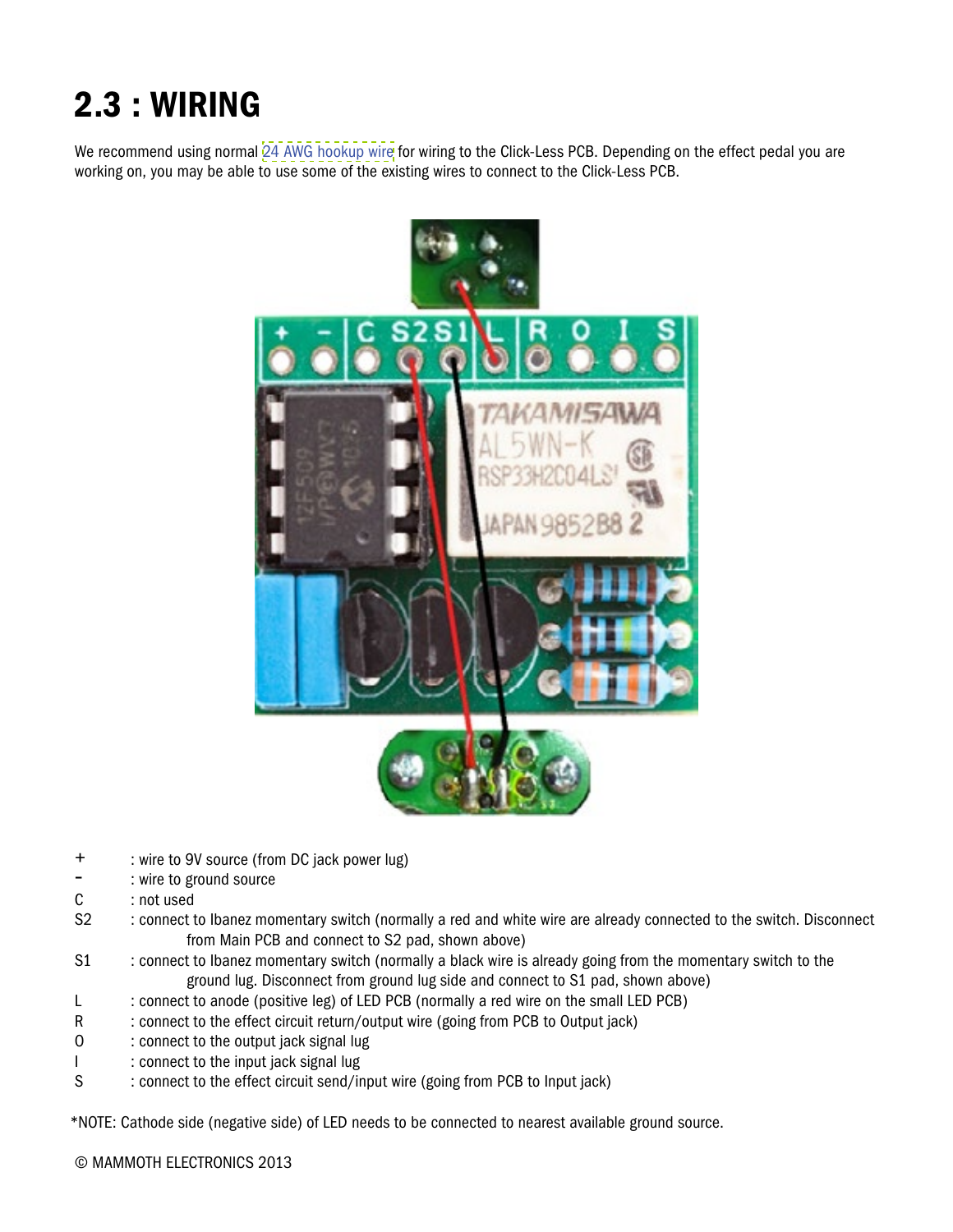# 2.3 : WIRING

We recommend using normal 24 AWG hookup wire for wiring to the Click-Less PCB. Depending on the effect pedal you are working on, you may be able to use some of the existing wires to connect to the Click-Less PCB.

| | |
|---|---|
| + | : wire to 9V source (from DC jack power lug) |
| - | : wire to ground source |
| C | : not used |
| S2 | : connect to Ibanez momentary switch (normally a red and white wire are already connected to the switch. Disconnect from Main PCB and connect to S2 pad, shown above) |
| S1 | : connect to Ibanez momentary switch (normally a black wire is already going from the momentary switch to the ground lug. Disconnect from ground lug side and connect to S1 pad, shown above) |
| L | : connect to anode (positive leg) of LED PCB (normally a red wire on the small LED PCB) |
| R | : connect to the effect circuit return/output wire (going from PCB to Output jack) |
| O | : connect to the output jack signal lug |
| I | : connect to the input jack signal lug |
| S | : connect to the effect circuit send/input wire (going from PCB to Input jack) |

*NOTE: Cathode side (negative side) of LED needs to be connected to nearest available ground source.

© MAMMOTH ELECTRONICS 2013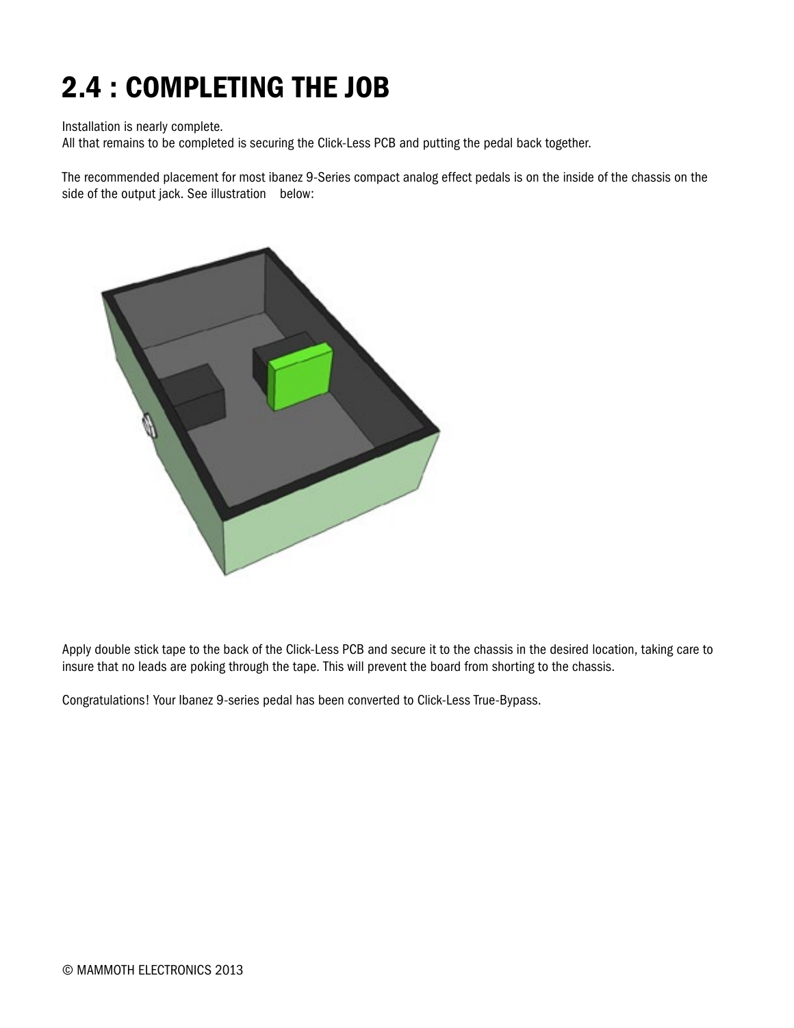# 2.4 : COMPLETING THE JOB

Installation is nearly complete.
All that remains to be completed is securing the Click-Less PCB and putting the pedal back together.

The recommended placement for most ibanez 9-Series compact analog effect pedals is on the inside of the chassis on the side of the output jack. See illustration below:

Apply double stick tape to the back of the Click-Less PCB and secure it to the chassis in the desired location, taking care to insure that no leads are poking through the tape. This will prevent the board from shorting to the chassis.

Congratulations! Your Ibanez 9-series pedal has been converted to Click-Less True-Bypass.

© MAMMOTH ELECTRONICS 2013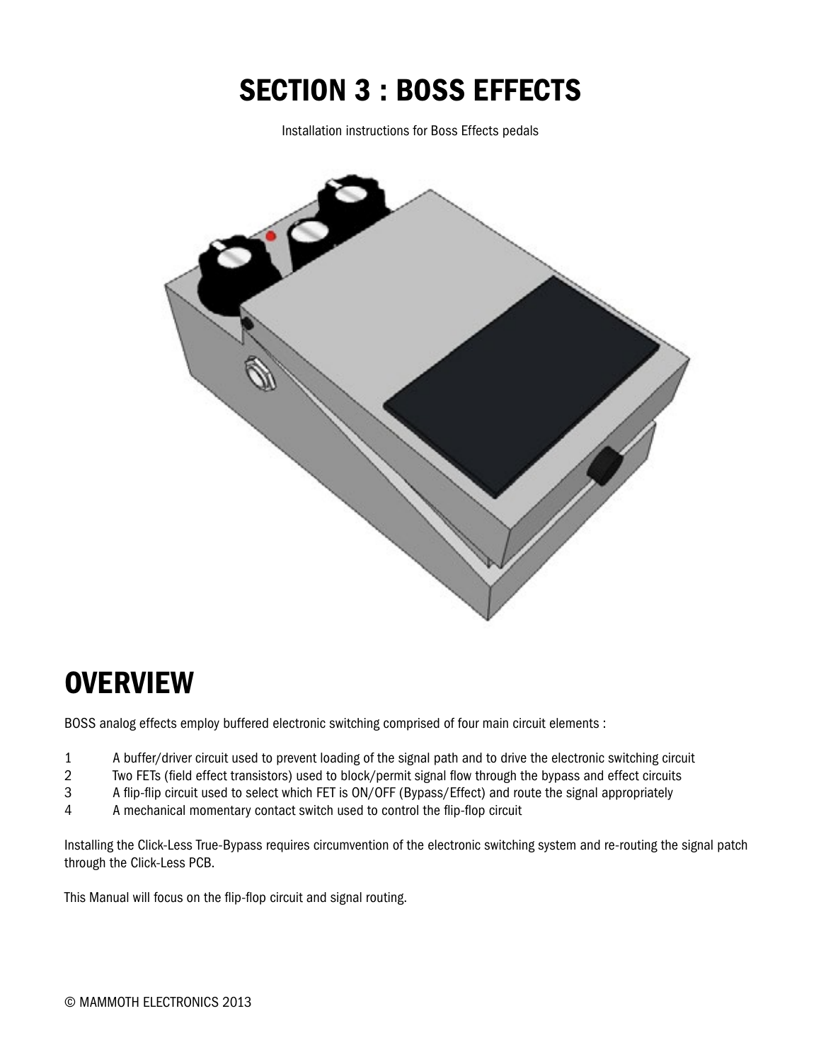# SECTION 3 : BOSS EFFECTS

Installation instructions for Boss Effects pedals

## OVERVIEW

BOSS analog effects employ buffered electronic switching comprised of four main circuit elements :

1. A buffer/driver circuit used to prevent loading of the signal path and to drive the electronic switching circuit
2. Two FETs (field effect transistors) used to block/permit signal flow through the bypass and effect circuits
3. A flip-flip circuit used to select which FET is ON/OFF (Bypass/Effect) and route the signal appropriately
4. A mechanical momentary contact switch used to control the flip-flop circuit

Installing the Click-Less True-Bypass requires circumvention of the electronic switching system and re-routing the signal patch through the Click-Less PCB.

This Manual will focus on the flip-flop circuit and signal routing.

© MAMMOTH ELECTRONICS 2013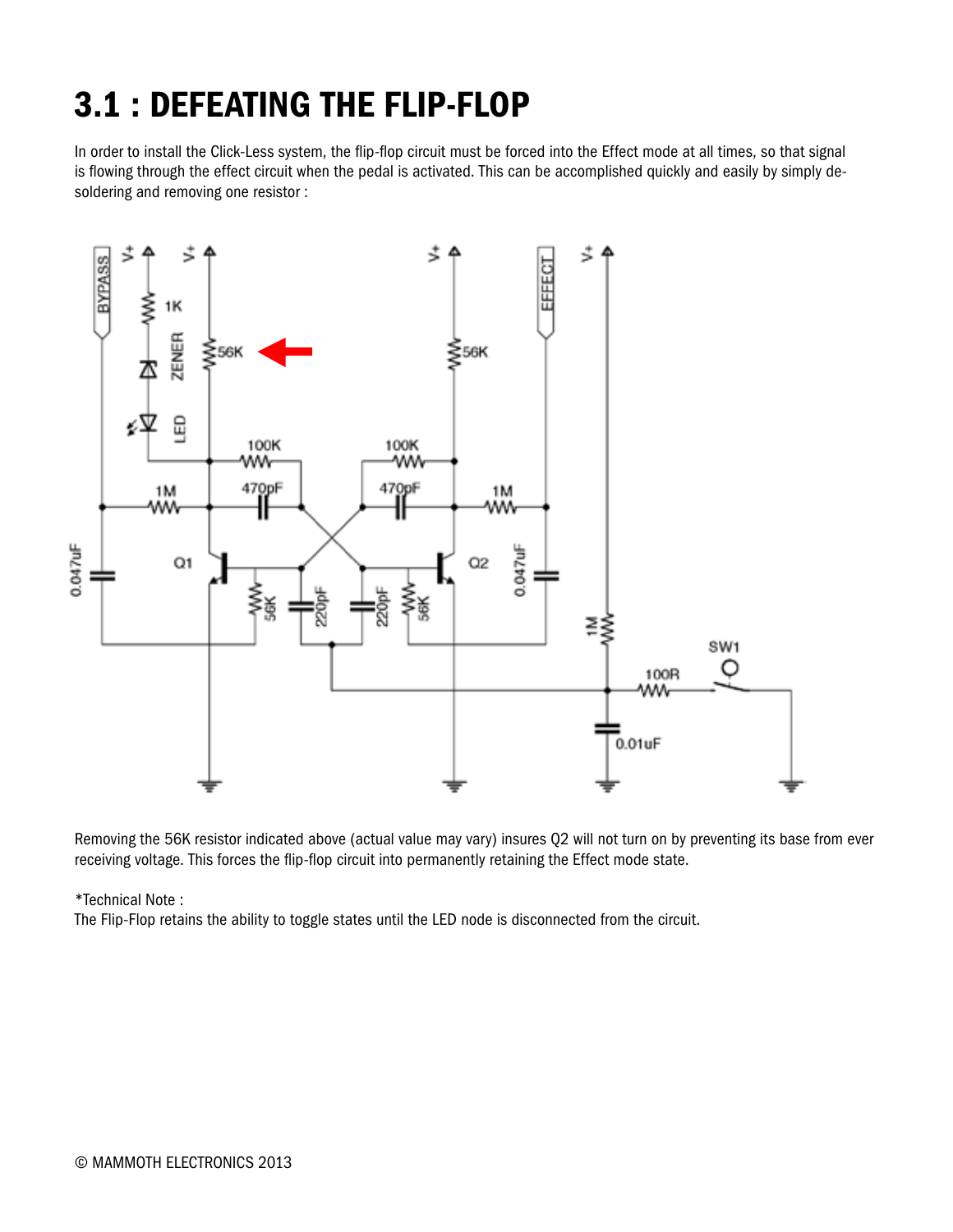# 3.1 : DEFEATING THE FLIP-FLOP

In order to install the Click-Less system, the flip-flop circuit must be forced into the Effect mode at all times, so that signal is flowing through the effect circuit when the pedal is activated. This can be accomplished quickly and easily by simply de-soldering and removing one resistor :

Removing the 56K resistor indicated above (actual value may vary) insures Q2 will not turn on by preventing its base from ever receiving voltage. This forces the flip-flop circuit into permanently retaining the Effect mode state.

*Technical Note :

The Flip-Flop retains the ability to toggle states until the LED node is disconnected from the circuit.

© MAMMOTH ELECTRONICS 2013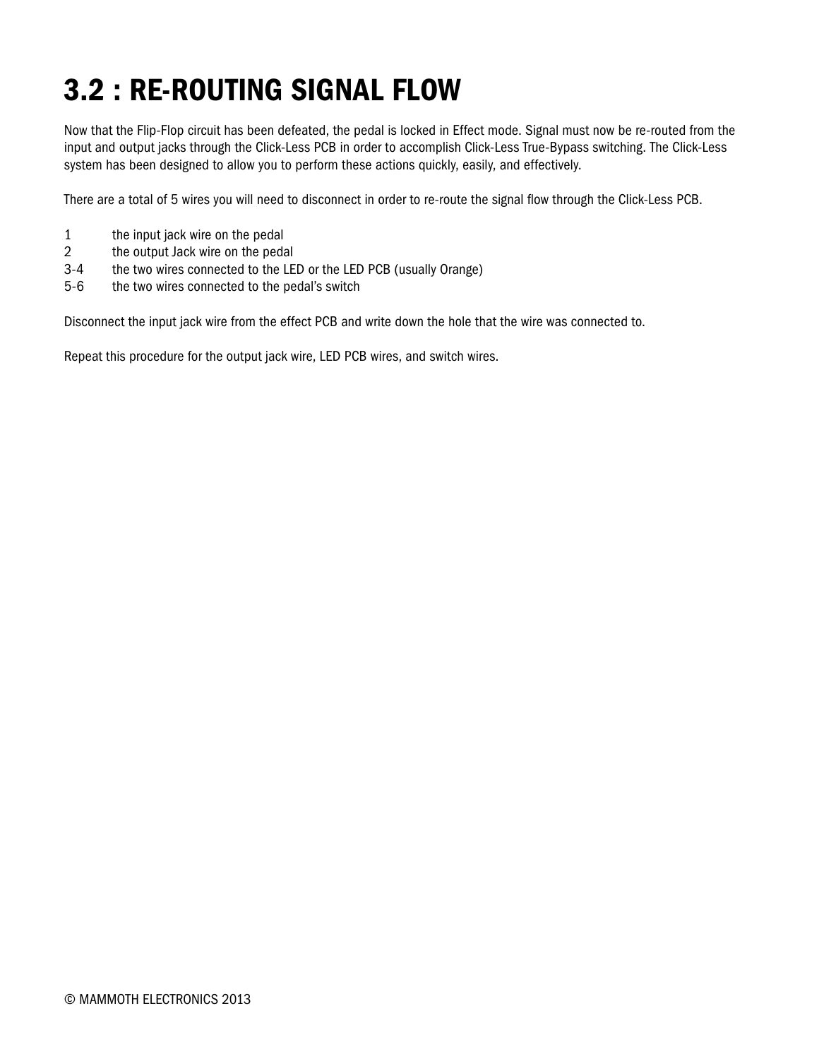# 3.2 : RE-ROUTING SIGNAL FLOW

Now that the Flip-Flop circuit has been defeated, the pedal is locked in Effect mode. Signal must now be re-routed from the input and output jacks through the Click-Less PCB in order to accomplish Click-Less True-Bypass switching. The Click-Less system has been designed to allow you to perform these actions quickly, easily, and effectively.

There are a total of 5 wires you will need to disconnect in order to re-route the signal flow through the Click-Less PCB.

1 &nbsp;&nbsp;&nbsp;&nbsp; the input jack wire on the pedal
2 &nbsp;&nbsp;&nbsp;&nbsp; the output Jack wire on the pedal
3-4 &nbsp;&nbsp; the two wires connected to the LED or the LED PCB (usually Orange)
5-6 &nbsp;&nbsp; the two wires connected to the pedal's switch

Disconnect the input jack wire from the effect PCB and write down the hole that the wire was connected to.

Repeat this procedure for the output jack wire, LED PCB wires, and switch wires.

© MAMMOTH ELECTRONICS 2013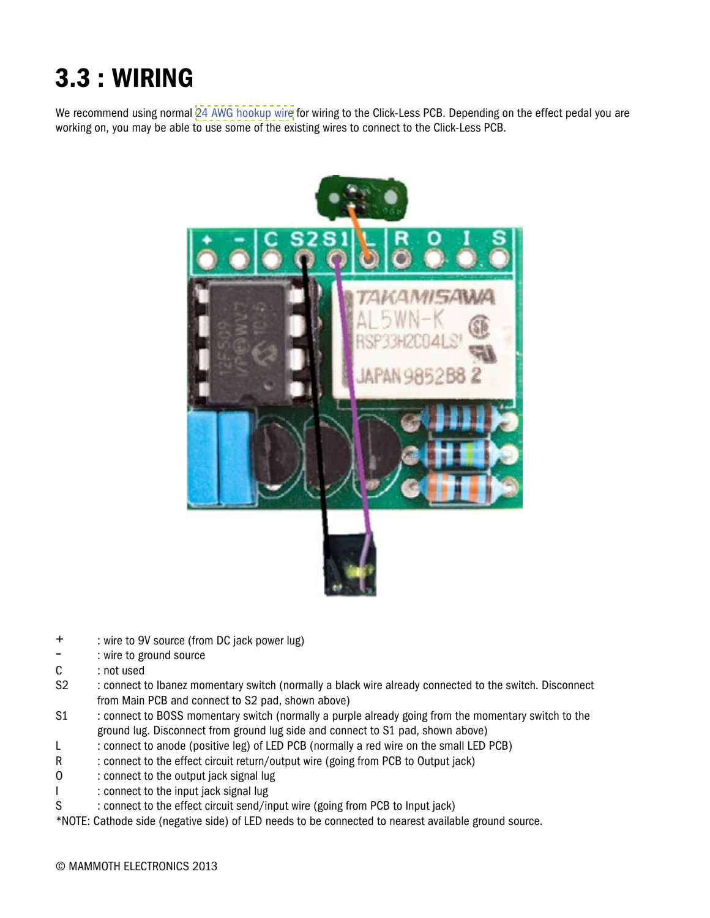# 3.3 : WIRING

We recommend using normal 24 AWG hookup wire for wiring to the Click-Less PCB. Depending on the effect pedal you are working on, you may be able to use some of the existing wires to connect to the Click-Less PCB.

| | |
|---|---|
| + | : wire to 9V source (from DC jack power lug) |
| - | : wire to ground source |
| C | : not used |
| S2 | : connect to Ibanez momentary switch (normally a black wire already connected to the switch. Disconnect from Main PCB and connect to S2 pad, shown above) |
| S1 | : connect to BOSS momentary switch (normally a purple already going from the momentary switch to the ground lug. Disconnect from ground lug side and connect to S1 pad, shown above) |
| L | : connect to anode (positive leg) of LED PCB (normally a red wire on the small LED PCB) |
| R | : connect to the effect circuit return/output wire (going from PCB to Output jack) |
| O | : connect to the output jack signal lug |
| I | : connect to the input jack signal lug |
| S | : connect to the effect circuit send/input wire (going from PCB to Input jack) |

*NOTE: Cathode side (negative side) of LED needs to be connected to nearest available ground source.

© MAMMOTH ELECTRONICS 2013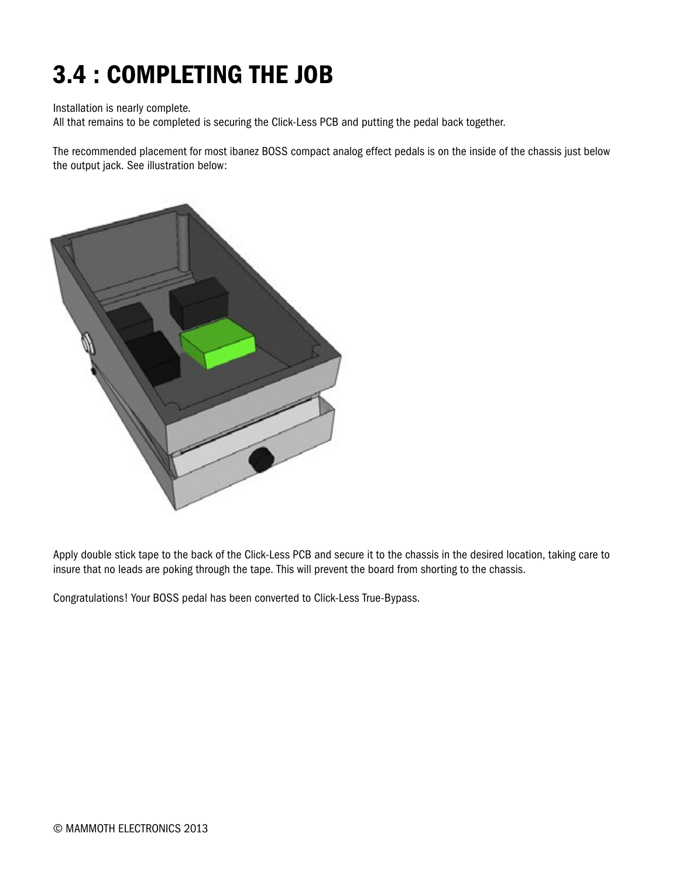# 3.4 : COMPLETING THE JOB

Installation is nearly complete.
All that remains to be completed is securing the Click-Less PCB and putting the pedal back together.

The recommended placement for most ibanez BOSS compact analog effect pedals is on the inside of the chassis just below the output jack. See illustration below:

Apply double stick tape to the back of the Click-Less PCB and secure it to the chassis in the desired location, taking care to insure that no leads are poking through the tape. This will prevent the board from shorting to the chassis.

Congratulations! Your BOSS pedal has been converted to Click-Less True-Bypass.

© MAMMOTH ELECTRONICS 2013